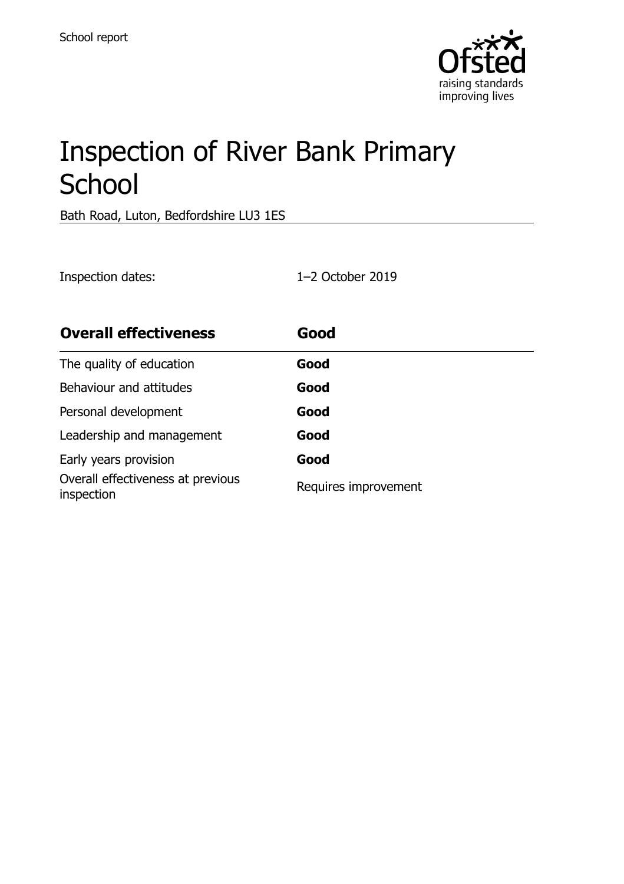School report

# Inspection of River Bank Primary School

Bath Road, Luton, Bedfordshire LU3 1ES

Inspection dates: 1–2 October 2019

| **Overall effectiveness** | **Good** |
|---|---|
| The quality of education | **Good** |
| Behaviour and attitudes | **Good** |
| Personal development | **Good** |
| Leadership and management | **Good** |
| Early years provision | **Good** |
| Overall effectiveness at previous inspection | Requires improvement |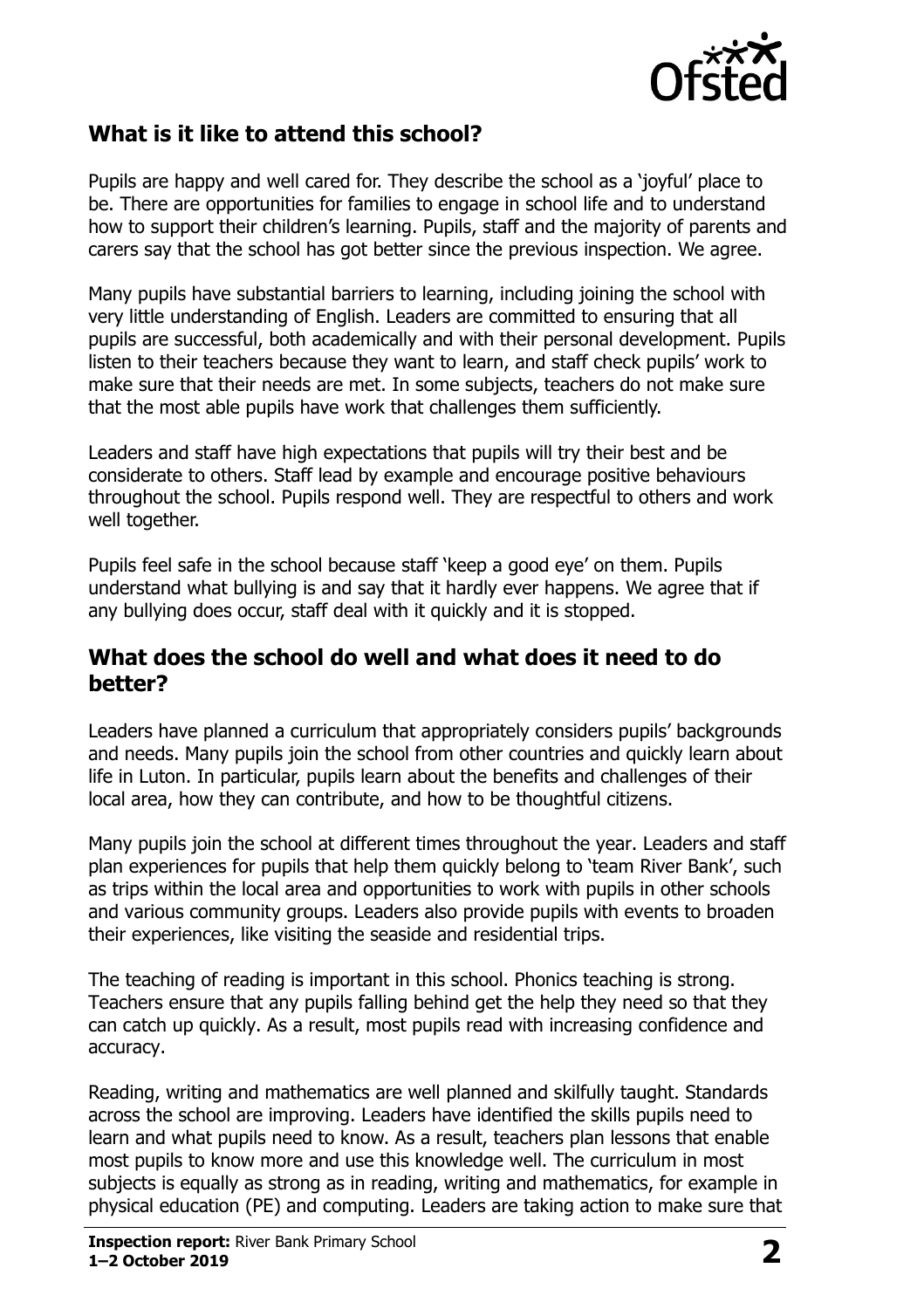## What is it like to attend this school?

Pupils are happy and well cared for. They describe the school as a 'joyful' place to be. There are opportunities for families to engage in school life and to understand how to support their children's learning. Pupils, staff and the majority of parents and carers say that the school has got better since the previous inspection. We agree.

Many pupils have substantial barriers to learning, including joining the school with very little understanding of English. Leaders are committed to ensuring that all pupils are successful, both academically and with their personal development. Pupils listen to their teachers because they want to learn, and staff check pupils' work to make sure that their needs are met. In some subjects, teachers do not make sure that the most able pupils have work that challenges them sufficiently.

Leaders and staff have high expectations that pupils will try their best and be considerate to others. Staff lead by example and encourage positive behaviours throughout the school. Pupils respond well. They are respectful to others and work well together.

Pupils feel safe in the school because staff 'keep a good eye' on them. Pupils understand what bullying is and say that it hardly ever happens. We agree that if any bullying does occur, staff deal with it quickly and it is stopped.

## What does the school do well and what does it need to do better?

Leaders have planned a curriculum that appropriately considers pupils' backgrounds and needs. Many pupils join the school from other countries and quickly learn about life in Luton. In particular, pupils learn about the benefits and challenges of their local area, how they can contribute, and how to be thoughtful citizens.

Many pupils join the school at different times throughout the year. Leaders and staff plan experiences for pupils that help them quickly belong to 'team River Bank', such as trips within the local area and opportunities to work with pupils in other schools and various community groups. Leaders also provide pupils with events to broaden their experiences, like visiting the seaside and residential trips.

The teaching of reading is important in this school. Phonics teaching is strong. Teachers ensure that any pupils falling behind get the help they need so that they can catch up quickly. As a result, most pupils read with increasing confidence and accuracy.

Reading, writing and mathematics are well planned and skilfully taught. Standards across the school are improving. Leaders have identified the skills pupils need to learn and what pupils need to know. As a result, teachers plan lessons that enable most pupils to know more and use this knowledge well. The curriculum in most subjects is equally as strong as in reading, writing and mathematics, for example in physical education (PE) and computing. Leaders are taking action to make sure that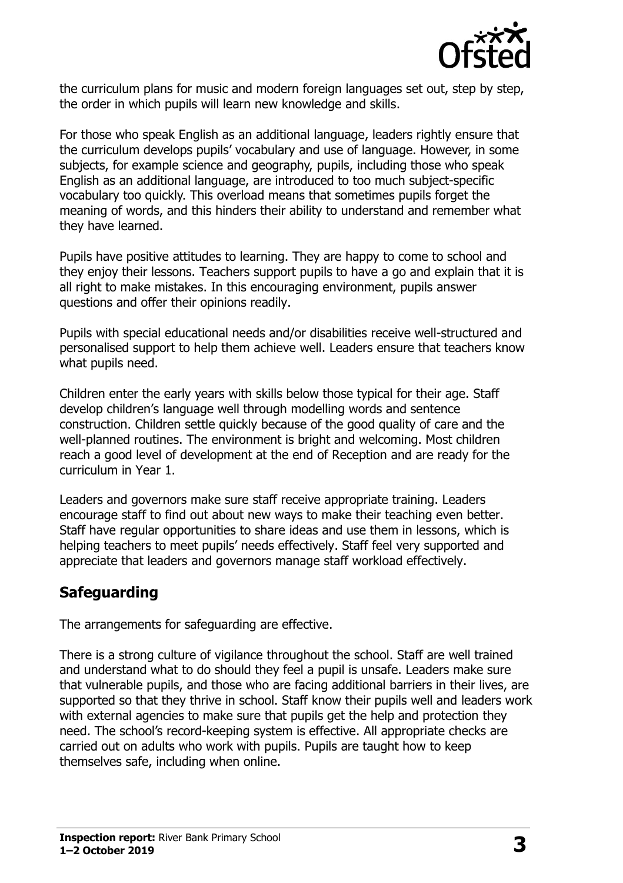the curriculum plans for music and modern foreign languages set out, step by step, the order in which pupils will learn new knowledge and skills.

For those who speak English as an additional language, leaders rightly ensure that the curriculum develops pupils' vocabulary and use of language. However, in some subjects, for example science and geography, pupils, including those who speak English as an additional language, are introduced to too much subject-specific vocabulary too quickly. This overload means that sometimes pupils forget the meaning of words, and this hinders their ability to understand and remember what they have learned.

Pupils have positive attitudes to learning. They are happy to come to school and they enjoy their lessons. Teachers support pupils to have a go and explain that it is all right to make mistakes. In this encouraging environment, pupils answer questions and offer their opinions readily.

Pupils with special educational needs and/or disabilities receive well-structured and personalised support to help them achieve well. Leaders ensure that teachers know what pupils need.

Children enter the early years with skills below those typical for their age. Staff develop children's language well through modelling words and sentence construction. Children settle quickly because of the good quality of care and the well-planned routines. The environment is bright and welcoming. Most children reach a good level of development at the end of Reception and are ready for the curriculum in Year 1.

Leaders and governors make sure staff receive appropriate training. Leaders encourage staff to find out about new ways to make their teaching even better. Staff have regular opportunities to share ideas and use them in lessons, which is helping teachers to meet pupils' needs effectively. Staff feel very supported and appreciate that leaders and governors manage staff workload effectively.

## Safeguarding

The arrangements for safeguarding are effective.

There is a strong culture of vigilance throughout the school. Staff are well trained and understand what to do should they feel a pupil is unsafe. Leaders make sure that vulnerable pupils, and those who are facing additional barriers in their lives, are supported so that they thrive in school. Staff know their pupils well and leaders work with external agencies to make sure that pupils get the help and protection they need. The school's record-keeping system is effective. All appropriate checks are carried out on adults who work with pupils. Pupils are taught how to keep themselves safe, including when online.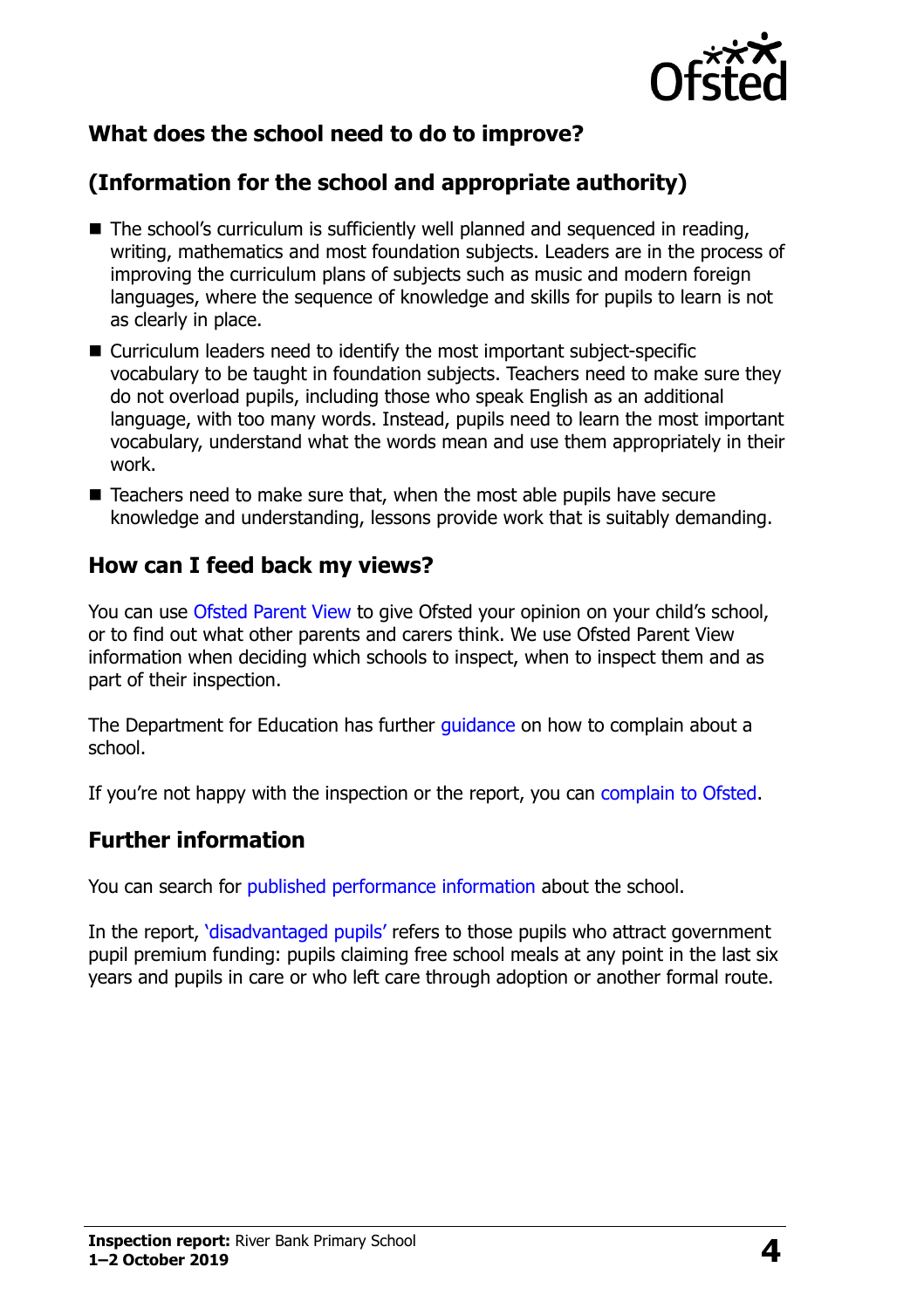## What does the school need to do to improve?

## (Information for the school and appropriate authority)

- The school's curriculum is sufficiently well planned and sequenced in reading, writing, mathematics and most foundation subjects. Leaders are in the process of improving the curriculum plans of subjects such as music and modern foreign languages, where the sequence of knowledge and skills for pupils to learn is not as clearly in place.
- Curriculum leaders need to identify the most important subject-specific vocabulary to be taught in foundation subjects. Teachers need to make sure they do not overload pupils, including those who speak English as an additional language, with too many words. Instead, pupils need to learn the most important vocabulary, understand what the words mean and use them appropriately in their work.
- Teachers need to make sure that, when the most able pupils have secure knowledge and understanding, lessons provide work that is suitably demanding.

## How can I feed back my views?

You can use Ofsted Parent View to give Ofsted your opinion on your child's school, or to find out what other parents and carers think. We use Ofsted Parent View information when deciding which schools to inspect, when to inspect them and as part of their inspection.

The Department for Education has further guidance on how to complain about a school.

If you're not happy with the inspection or the report, you can complain to Ofsted.

## Further information

You can search for published performance information about the school.

In the report, 'disadvantaged pupils' refers to those pupils who attract government pupil premium funding: pupils claiming free school meals at any point in the last six years and pupils in care or who left care through adoption or another formal route.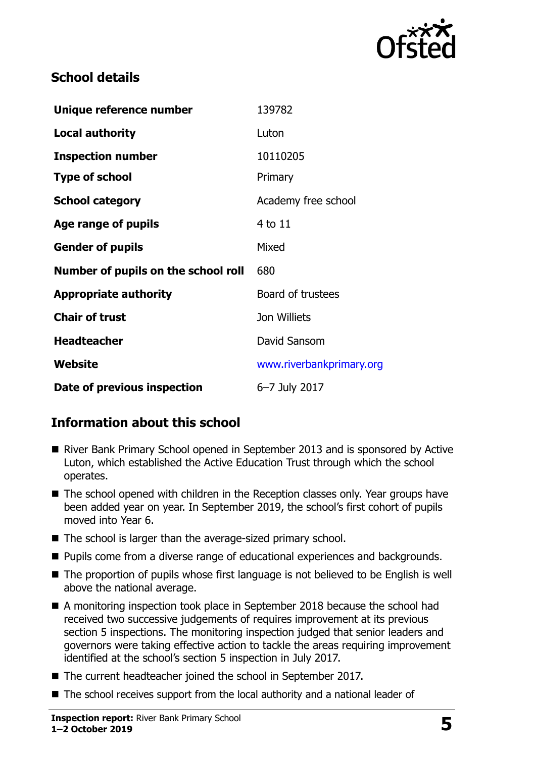## School details

| | |
|---|---|
| **Unique reference number** | 139782 |
| **Local authority** | Luton |
| **Inspection number** | 10110205 |
| **Type of school** | Primary |
| **School category** | Academy free school |
| **Age range of pupils** | 4 to 11 |
| **Gender of pupils** | Mixed |
| **Number of pupils on the school roll** | 680 |
| **Appropriate authority** | Board of trustees |
| **Chair of trust** | Jon Williets |
| **Headteacher** | David Sansom |
| **Website** | www.riverbankprimary.org |
| **Date of previous inspection** | 6–7 July 2017 |

## Information about this school

- River Bank Primary School opened in September 2013 and is sponsored by Active Luton, which established the Active Education Trust through which the school operates.
- The school opened with children in the Reception classes only. Year groups have been added year on year. In September 2019, the school's first cohort of pupils moved into Year 6.
- The school is larger than the average-sized primary school.
- Pupils come from a diverse range of educational experiences and backgrounds.
- The proportion of pupils whose first language is not believed to be English is well above the national average.
- A monitoring inspection took place in September 2018 because the school had received two successive judgements of requires improvement at its previous section 5 inspections. The monitoring inspection judged that senior leaders and governors were taking effective action to tackle the areas requiring improvement identified at the school's section 5 inspection in July 2017.
- The current headteacher joined the school in September 2017.
- The school receives support from the local authority and a national leader of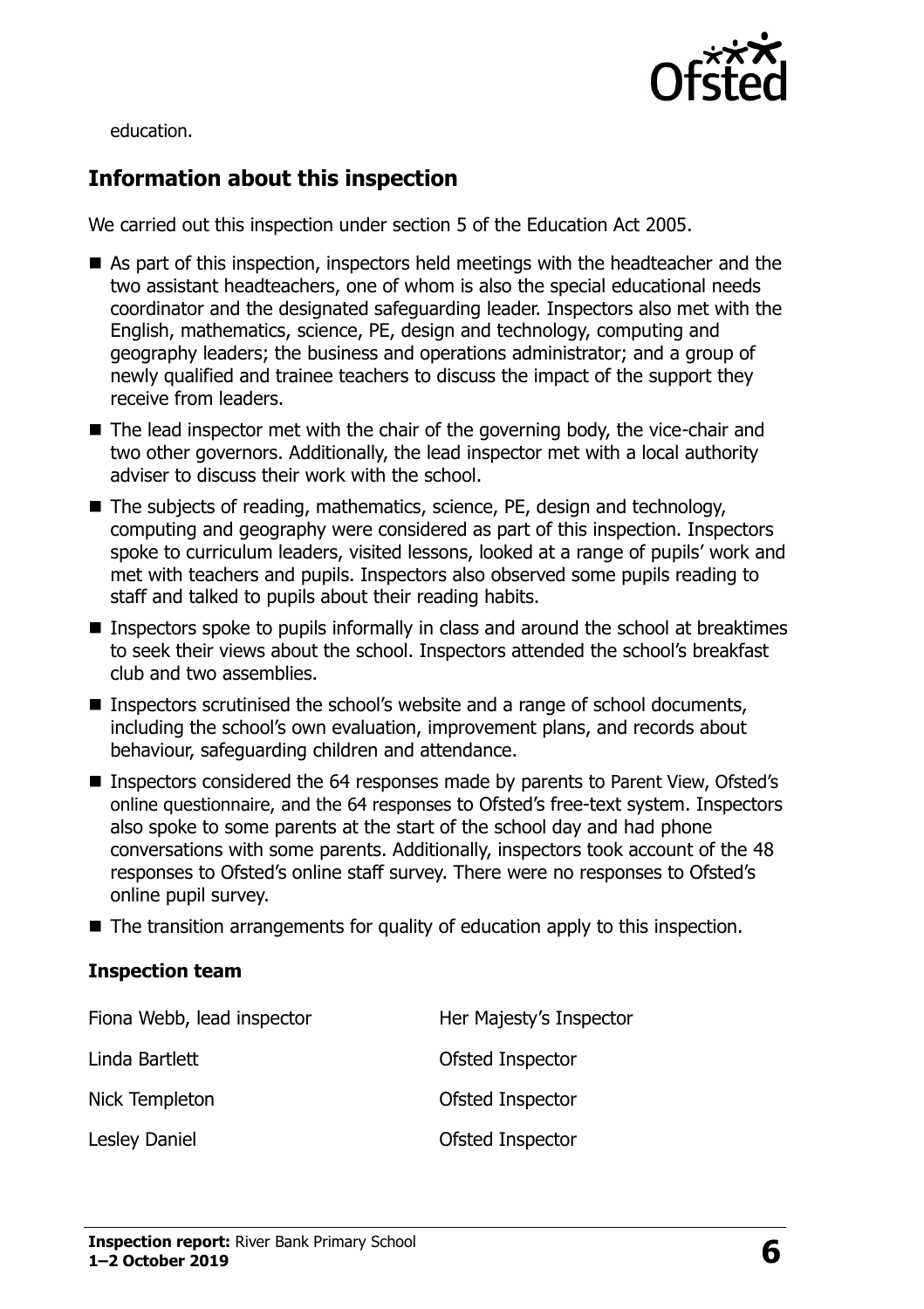education.

## Information about this inspection

We carried out this inspection under section 5 of the Education Act 2005.

- As part of this inspection, inspectors held meetings with the headteacher and the two assistant headteachers, one of whom is also the special educational needs coordinator and the designated safeguarding leader. Inspectors also met with the English, mathematics, science, PE, design and technology, computing and geography leaders; the business and operations administrator; and a group of newly qualified and trainee teachers to discuss the impact of the support they receive from leaders.
- The lead inspector met with the chair of the governing body, the vice-chair and two other governors. Additionally, the lead inspector met with a local authority adviser to discuss their work with the school.
- The subjects of reading, mathematics, science, PE, design and technology, computing and geography were considered as part of this inspection. Inspectors spoke to curriculum leaders, visited lessons, looked at a range of pupils' work and met with teachers and pupils. Inspectors also observed some pupils reading to staff and talked to pupils about their reading habits.
- Inspectors spoke to pupils informally in class and around the school at breaktimes to seek their views about the school. Inspectors attended the school's breakfast club and two assemblies.
- Inspectors scrutinised the school's website and a range of school documents, including the school's own evaluation, improvement plans, and records about behaviour, safeguarding children and attendance.
- Inspectors considered the 64 responses made by parents to Parent View, Ofsted's online questionnaire, and the 64 responses to Ofsted's free-text system. Inspectors also spoke to some parents at the start of the school day and had phone conversations with some parents. Additionally, inspectors took account of the 48 responses to Ofsted's online staff survey. There were no responses to Ofsted's online pupil survey.
- The transition arrangements for quality of education apply to this inspection.

### Inspection team

| | |
|---|---|
| Fiona Webb, lead inspector | Her Majesty's Inspector |
| Linda Bartlett | Ofsted Inspector |
| Nick Templeton | Ofsted Inspector |
| Lesley Daniel | Ofsted Inspector |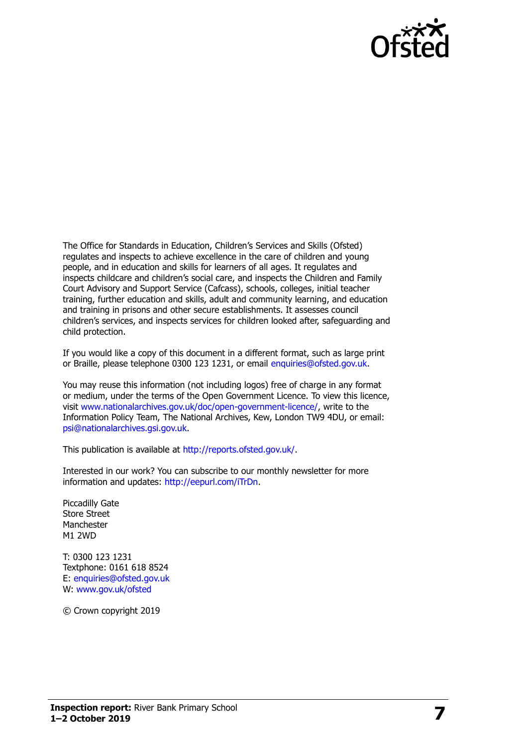The Office for Standards in Education, Children's Services and Skills (Ofsted) regulates and inspects to achieve excellence in the care of children and young people, and in education and skills for learners of all ages. It regulates and inspects childcare and children's social care, and inspects the Children and Family Court Advisory and Support Service (Cafcass), schools, colleges, initial teacher training, further education and skills, adult and community learning, and education and training in prisons and other secure establishments. It assesses council children's services, and inspects services for children looked after, safeguarding and child protection.

If you would like a copy of this document in a different format, such as large print or Braille, please telephone 0300 123 1231, or email enquiries@ofsted.gov.uk.

You may reuse this information (not including logos) free of charge in any format or medium, under the terms of the Open Government Licence. To view this licence, visit www.nationalarchives.gov.uk/doc/open-government-licence/, write to the Information Policy Team, The National Archives, Kew, London TW9 4DU, or email: psi@nationalarchives.gsi.gov.uk.

This publication is available at http://reports.ofsted.gov.uk/.

Interested in our work? You can subscribe to our monthly newsletter for more information and updates: http://eepurl.com/iTrDn.

Piccadilly Gate
Store Street
Manchester
M1 2WD

T: 0300 123 1231
Textphone: 0161 618 8524
E: enquiries@ofsted.gov.uk
W: www.gov.uk/ofsted

© Crown copyright 2019